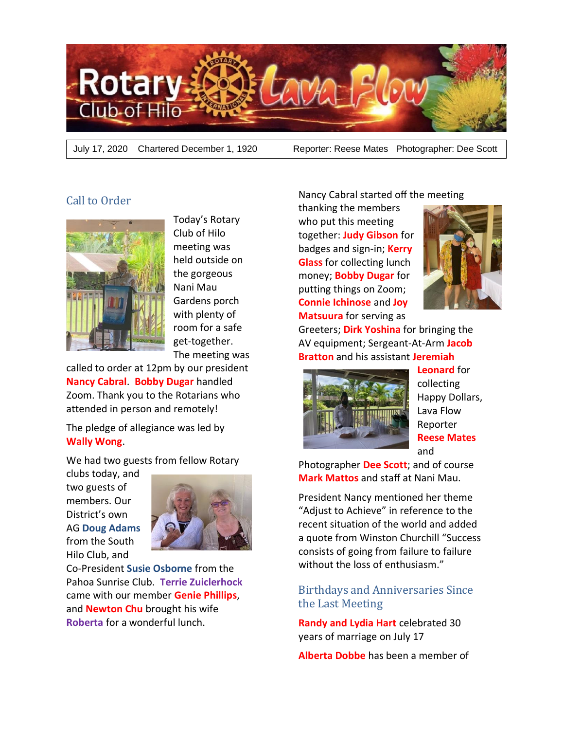# Rotary Club of Hilo Lava Flow

July 17, 2020 Chartered December 1, 1920 Reporter: Reese Mates Photographer: Dee Scott

## Call to Order

Today's Rotary Club of Hilo meeting was held outside on the gorgeous Nani Mau Gardens porch with plenty of room for a safe get-together. The meeting was called to order at 12pm by our president **Nancy Cabral**. **Bobby Dugar** handled Zoom. Thank you to the Rotarians who attended in person and remotely!

The pledge of allegiance was led by **Wally Wong**.

We had two guests from fellow Rotary clubs today, and two guests of members. Our District's own AG **Doug Adams** from the South Hilo Club, and Co-President **Susie Osborne** from the Pahoa Sunrise Club. **Terrie Zuiclerhock** came with our member **Genie Phillips**, and **Newton Chu** brought his wife **Roberta** for a wonderful lunch.

Nancy Cabral started off the meeting thanking the members who put this meeting together: **Judy Gibson** for badges and sign-in; **Kerry Glass** for collecting lunch money; **Bobby Dugar** for putting things on Zoom; **Connie Ichinose** and **Joy Matsuura** for serving as Greeters; **Dirk Yoshina** for bringing the AV equipment; Sergeant-At-Arm **Jacob Bratton** and his assistant **Jeremiah Leonard** for collecting Happy Dollars, Lava Flow Reporter **Reese Mates** and Photographer **Dee Scott**; and of course **Mark Mattos** and staff at Nani Mau.

President Nancy mentioned her theme "Adjust to Achieve" in reference to the recent situation of the world and added a quote from Winston Churchill "Success consists of going from failure to failure without the loss of enthusiasm."

## Birthdays and Anniversaries Since the Last Meeting

**Randy and Lydia Hart** celebrated 30 years of marriage on July 17

**Alberta Dobbe** has been a member of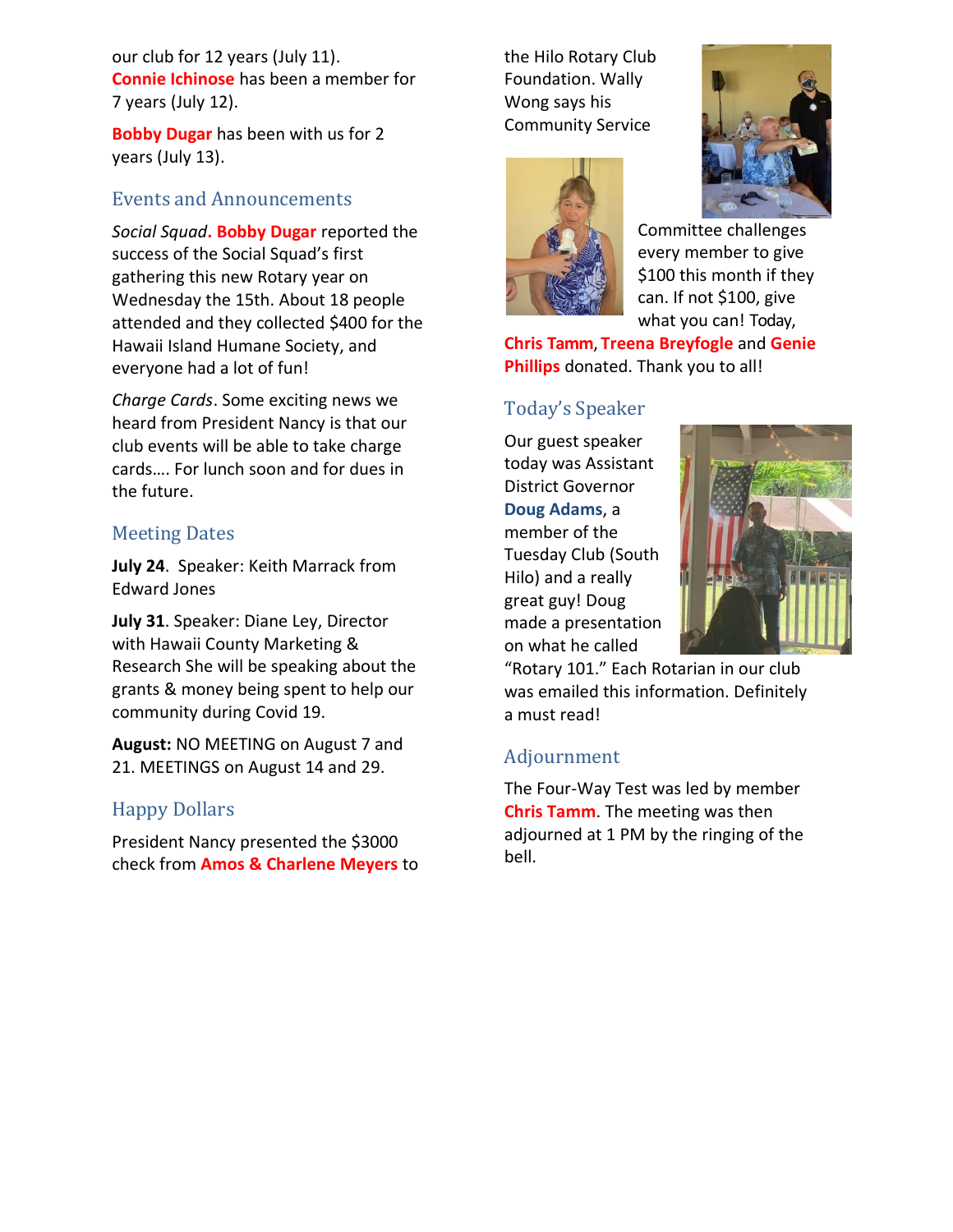our club for 12 years (July 11). **Connie Ichinose** has been a member for 7 years (July 12).

**Bobby Dugar** has been with us for 2 years (July 13).

## Events and Announcements

*Social Squad*. **Bobby Dugar** reported the success of the Social Squad's first gathering this new Rotary year on Wednesday the 15th. About 18 people attended and they collected $400 for the Hawaii Island Humane Society, and everyone had a lot of fun!

*Charge Cards*. Some exciting news we heard from President Nancy is that our club events will be able to take charge cards…. For lunch soon and for dues in the future.

## Meeting Dates

**July 24**. Speaker: Keith Marrack from Edward Jones

**July 31**. Speaker: Diane Ley, Director with Hawaii County Marketing & Research She will be speaking about the grants & money being spent to help our community during Covid 19.

**August:** NO MEETING on August 7 and 21. MEETINGS on August 14 and 29.

## Happy Dollars

President Nancy presented the $3000 check from **Amos & Charlene Meyers** to the Hilo Rotary Club Foundation. Wally Wong says his Community Service Committee challenges every member to give $100 this month if they can. If not $100, give what you can! Today, **Chris Tamm**, **Treena Breyfogle** and **Genie Phillips** donated. Thank you to all!

## Today's Speaker

Our guest speaker today was Assistant District Governor **Doug Adams**, a member of the Tuesday Club (South Hilo) and a really great guy! Doug made a presentation on what he called "Rotary 101." Each Rotarian in our club was emailed this information. Definitely a must read!

## Adjournment

The Four-Way Test was led by member **Chris Tamm**. The meeting was then adjourned at 1 PM by the ringing of the bell.